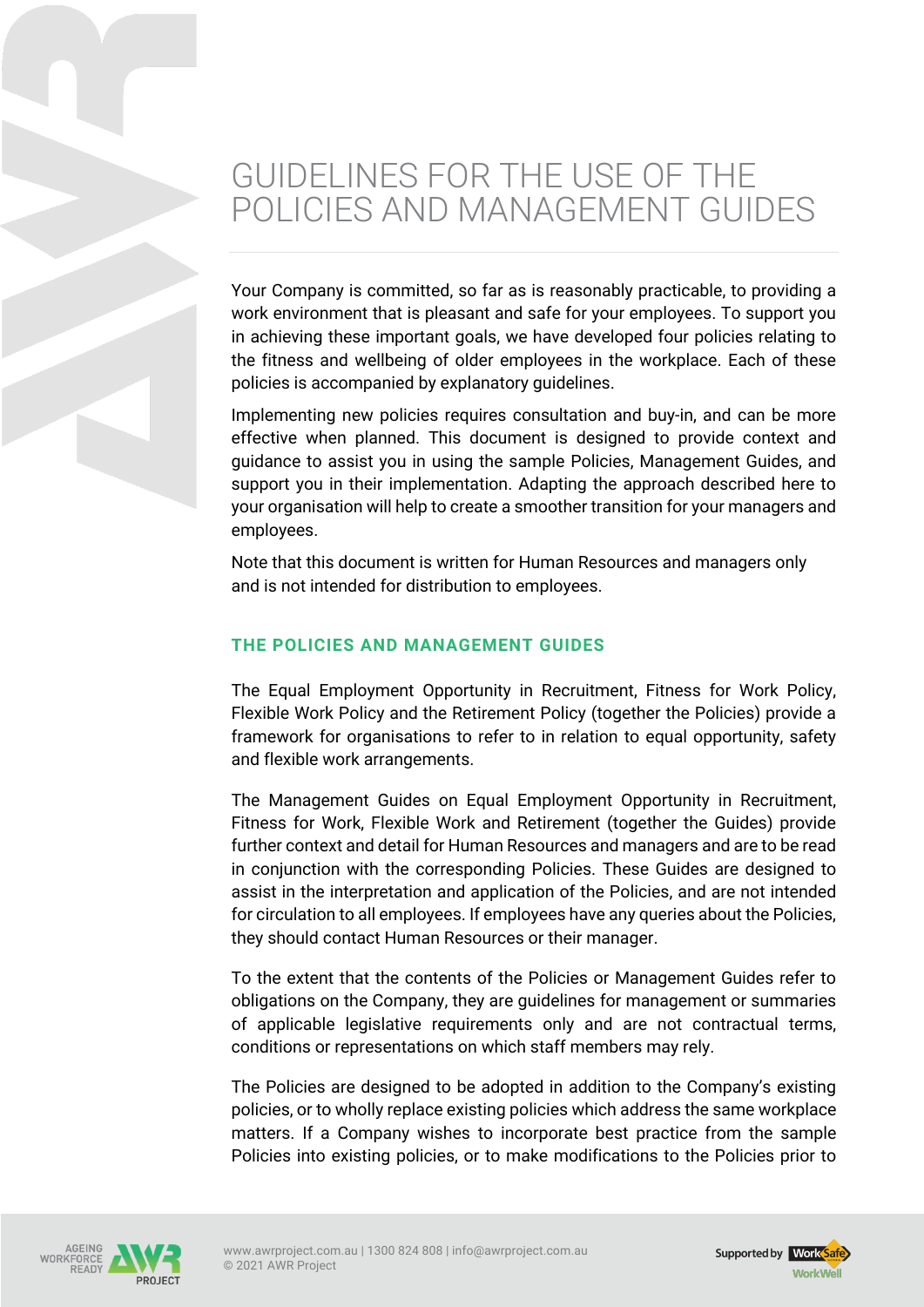# GUIDELINES FOR THE USE OF THE POLICIES AND MANAGEMENT GUIDES

Your Company is committed, so far as is reasonably practicable, to providing a work environment that is pleasant and safe for your employees. To support you in achieving these important goals, we have developed four policies relating to the fitness and wellbeing of older employees in the workplace. Each of these policies is accompanied by explanatory guidelines.

Implementing new policies requires consultation and buy-in, and can be more effective when planned. This document is designed to provide context and guidance to assist you in using the sample Policies, Management Guides, and support you in their implementation. Adapting the approach described here to your organisation will help to create a smoother transition for your managers and employees.

Note that this document is written for Human Resources and managers only and is not intended for distribution to employees.

## THE POLICIES AND MANAGEMENT GUIDES

The Equal Employment Opportunity in Recruitment, Fitness for Work Policy, Flexible Work Policy and the Retirement Policy (together the Policies) provide a framework for organisations to refer to in relation to equal opportunity, safety and flexible work arrangements.

The Management Guides on Equal Employment Opportunity in Recruitment, Fitness for Work, Flexible Work and Retirement (together the Guides) provide further context and detail for Human Resources and managers and are to be read in conjunction with the corresponding Policies. These Guides are designed to assist in the interpretation and application of the Policies, and are not intended for circulation to all employees. If employees have any queries about the Policies, they should contact Human Resources or their manager.

To the extent that the contents of the Policies or Management Guides refer to obligations on the Company, they are guidelines for management or summaries of applicable legislative requirements only and are not contractual terms, conditions or representations on which staff members may rely.

The Policies are designed to be adopted in addition to the Company's existing policies, or to wholly replace existing policies which address the same workplace matters. If a Company wishes to incorporate best practice from the sample Policies into existing policies, or to make modifications to the Policies prior to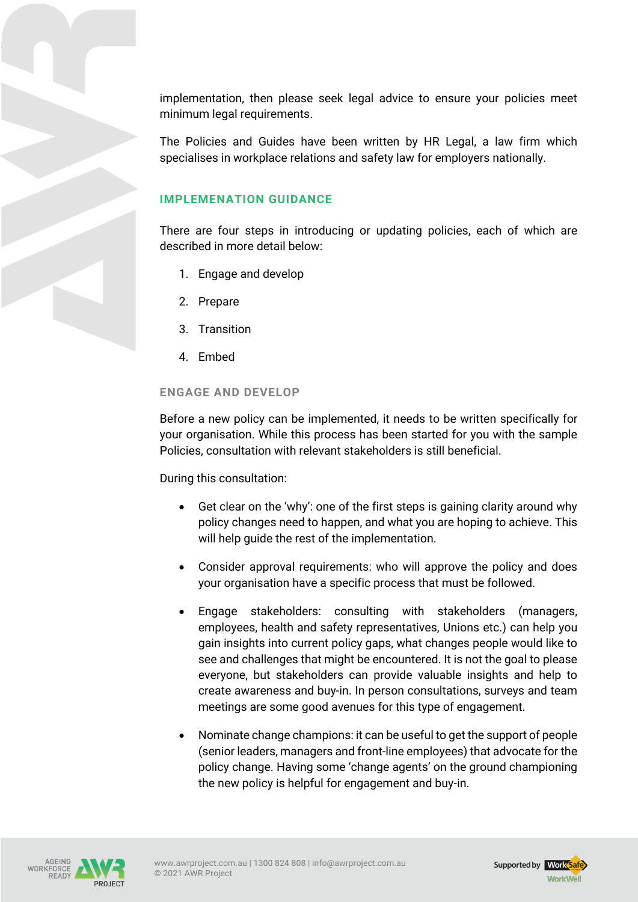implementation, then please seek legal advice to ensure your policies meet minimum legal requirements.

The Policies and Guides have been written by HR Legal, a law firm which specialises in workplace relations and safety law for employers nationally.

## IMPLEMENATION GUIDANCE

There are four steps in introducing or updating policies, each of which are described in more detail below:

1. Engage and develop
2. Prepare
3. Transition
4. Embed

### ENGAGE AND DEVELOP

Before a new policy can be implemented, it needs to be written specifically for your organisation. While this process has been started for you with the sample Policies, consultation with relevant stakeholders is still beneficial.

During this consultation:

- Get clear on the 'why': one of the first steps is gaining clarity around why policy changes need to happen, and what you are hoping to achieve. This will help guide the rest of the implementation.
- Consider approval requirements: who will approve the policy and does your organisation have a specific process that must be followed.
- Engage stakeholders: consulting with stakeholders (managers, employees, health and safety representatives, Unions etc.) can help you gain insights into current policy gaps, what changes people would like to see and challenges that might be encountered. It is not the goal to please everyone, but stakeholders can provide valuable insights and help to create awareness and buy-in. In person consultations, surveys and team meetings are some good avenues for this type of engagement.
- Nominate change champions: it can be useful to get the support of people (senior leaders, managers and front-line employees) that advocate for the policy change. Having some 'change agents' on the ground championing the new policy is helpful for engagement and buy-in.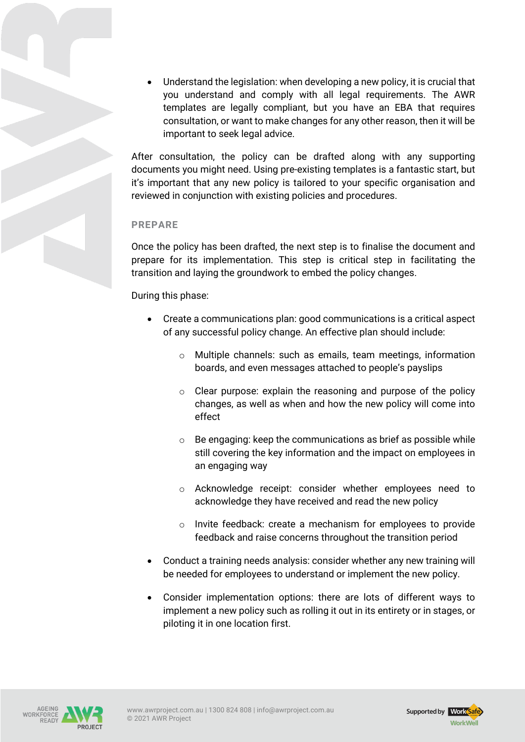- Understand the legislation: when developing a new policy, it is crucial that you understand and comply with all legal requirements. The AWR templates are legally compliant, but you have an EBA that requires consultation, or want to make changes for any other reason, then it will be important to seek legal advice.

After consultation, the policy can be drafted along with any supporting documents you might need. Using pre-existing templates is a fantastic start, but it's important that any new policy is tailored to your specific organisation and reviewed in conjunction with existing policies and procedures.

## PREPARE

Once the policy has been drafted, the next step is to finalise the document and prepare for its implementation. This step is critical step in facilitating the transition and laying the groundwork to embed the policy changes.

During this phase:

- Create a communications plan: good communications is a critical aspect of any successful policy change. An effective plan should include:
  - Multiple channels: such as emails, team meetings, information boards, and even messages attached to people's payslips
  - Clear purpose: explain the reasoning and purpose of the policy changes, as well as when and how the new policy will come into effect
  - Be engaging: keep the communications as brief as possible while still covering the key information and the impact on employees in an engaging way
  - Acknowledge receipt: consider whether employees need to acknowledge they have received and read the new policy
  - Invite feedback: create a mechanism for employees to provide feedback and raise concerns throughout the transition period
- Conduct a training needs analysis: consider whether any new training will be needed for employees to understand or implement the new policy.
- Consider implementation options: there are lots of different ways to implement a new policy such as rolling it out in its entirety or in stages, or piloting it in one location first.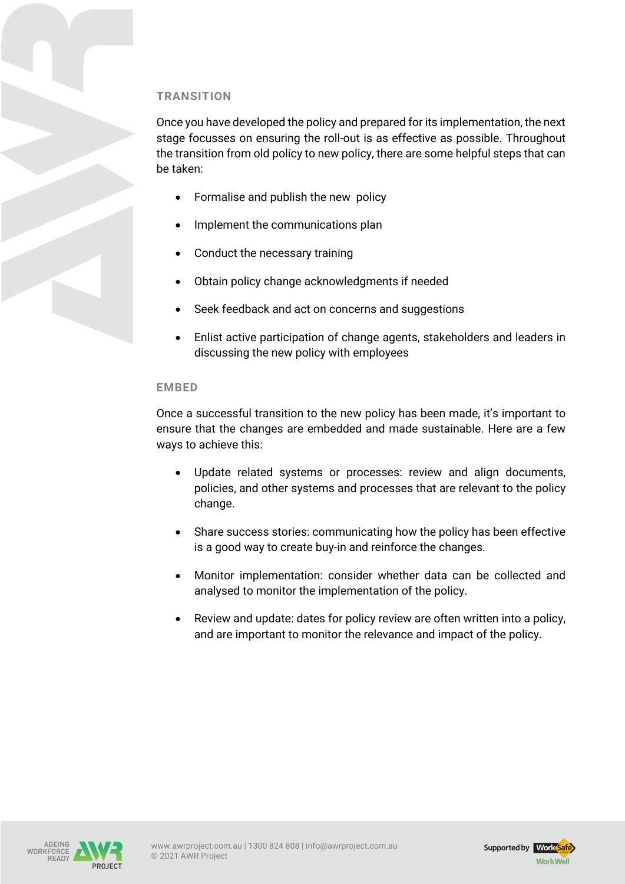## TRANSITION

Once you have developed the policy and prepared for its implementation, the next stage focusses on ensuring the roll-out is as effective as possible. Throughout the transition from old policy to new policy, there are some helpful steps that can be taken:

- Formalise and publish the new policy
- Implement the communications plan
- Conduct the necessary training
- Obtain policy change acknowledgments if needed
- Seek feedback and act on concerns and suggestions
- Enlist active participation of change agents, stakeholders and leaders in discussing the new policy with employees

## EMBED

Once a successful transition to the new policy has been made, it's important to ensure that the changes are embedded and made sustainable. Here are a few ways to achieve this:

- Update related systems or processes: review and align documents, policies, and other systems and processes that are relevant to the policy change.
- Share success stories: communicating how the policy has been effective is a good way to create buy-in and reinforce the changes.
- Monitor implementation: consider whether data can be collected and analysed to monitor the implementation of the policy.
- Review and update: dates for policy review are often written into a policy, and are important to monitor the relevance and impact of the policy.